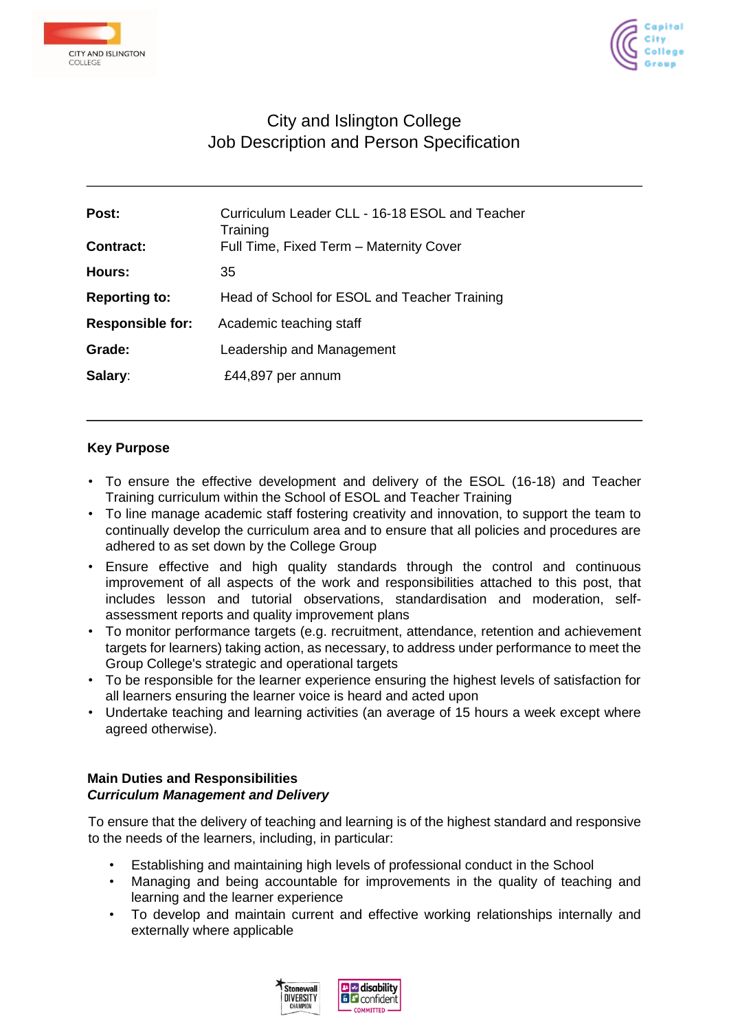CITY AND ISLINGTON COLLEGE

Capital City College Group

# City and Islington College
# Job Description and Person Specification

---

| | |
|---|---|
| **Post:** | Curriculum Leader CLL - 16-18 ESOL and Teacher Training |
| **Contract:** | Full Time, Fixed Term – Maternity Cover |
| **Hours:** | 35 |
| **Reporting to:** | Head of School for ESOL and Teacher Training |
| **Responsible for:** | Academic teaching staff |
| **Grade:** | Leadership and Management |
| **Salary:** | £44,897 per annum |

---

## Key Purpose

- To ensure the effective development and delivery of the ESOL (16-18) and Teacher Training curriculum within the School of ESOL and Teacher Training
- To line manage academic staff fostering creativity and innovation, to support the team to continually develop the curriculum area and to ensure that all policies and procedures are adhered to as set down by the College Group
- Ensure effective and high quality standards through the control and continuous improvement of all aspects of the work and responsibilities attached to this post, that includes lesson and tutorial observations, standardisation and moderation, self-assessment reports and quality improvement plans
- To monitor performance targets (e.g. recruitment, attendance, retention and achievement targets for learners) taking action, as necessary, to address under performance to meet the Group College's strategic and operational targets
- To be responsible for the learner experience ensuring the highest levels of satisfaction for all learners ensuring the learner voice is heard and acted upon
- Undertake teaching and learning activities (an average of 15 hours a week except where agreed otherwise).

## Main Duties and Responsibilities

### *Curriculum Management and Delivery*

To ensure that the delivery of teaching and learning is of the highest standard and responsive to the needs of the learners, including, in particular:

- Establishing and maintaining high levels of professional conduct in the School
- Managing and being accountable for improvements in the quality of teaching and learning and the learner experience
- To develop and maintain current and effective working relationships internally and externally where applicable

Stonewall DIVERSITY CHAMPION

disability confident COMMITTED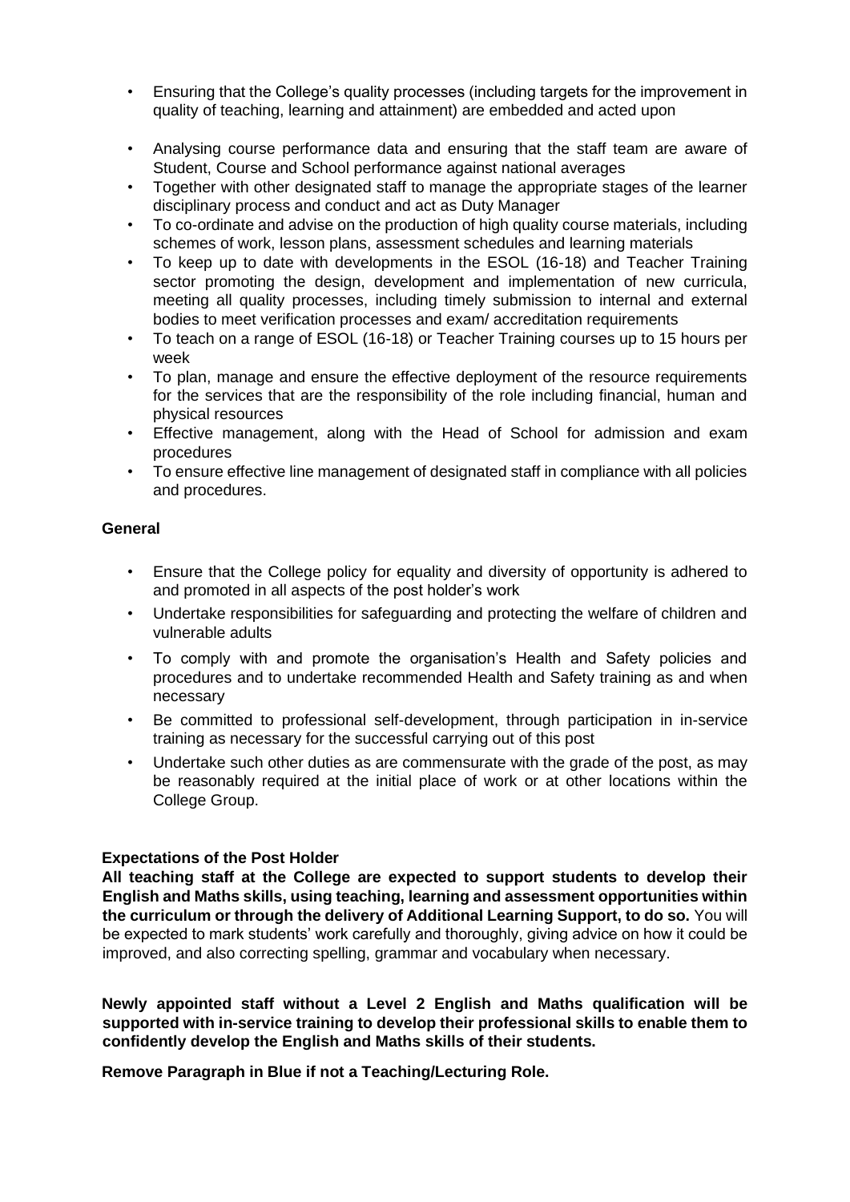- Ensuring that the College's quality processes (including targets for the improvement in quality of teaching, learning and attainment) are embedded and acted upon
- Analysing course performance data and ensuring that the staff team are aware of Student, Course and School performance against national averages
- Together with other designated staff to manage the appropriate stages of the learner disciplinary process and conduct and act as Duty Manager
- To co-ordinate and advise on the production of high quality course materials, including schemes of work, lesson plans, assessment schedules and learning materials
- To keep up to date with developments in the ESOL (16-18) and Teacher Training sector promoting the design, development and implementation of new curricula, meeting all quality processes, including timely submission to internal and external bodies to meet verification processes and exam/ accreditation requirements
- To teach on a range of ESOL (16-18) or Teacher Training courses up to 15 hours per week
- To plan, manage and ensure the effective deployment of the resource requirements for the services that are the responsibility of the role including financial, human and physical resources
- Effective management, along with the Head of School for admission and exam procedures
- To ensure effective line management of designated staff in compliance with all policies and procedures.

**General**

- Ensure that the College policy for equality and diversity of opportunity is adhered to and promoted in all aspects of the post holder's work
- Undertake responsibilities for safeguarding and protecting the welfare of children and vulnerable adults
- To comply with and promote the organisation's Health and Safety policies and procedures and to undertake recommended Health and Safety training as and when necessary
- Be committed to professional self-development, through participation in in-service training as necessary for the successful carrying out of this post
- Undertake such other duties as are commensurate with the grade of the post, as may be reasonably required at the initial place of work or at other locations within the College Group.

**Expectations of the Post Holder**

**All teaching staff at the College are expected to support students to develop their English and Maths skills, using teaching, learning and assessment opportunities within the curriculum or through the delivery of Additional Learning Support, to do so.** You will be expected to mark students' work carefully and thoroughly, giving advice on how it could be improved, and also correcting spelling, grammar and vocabulary when necessary.

**Newly appointed staff without a Level 2 English and Maths qualification will be supported with in-service training to develop their professional skills to enable them to confidently develop the English and Maths skills of their students.**

**Remove Paragraph in Blue if not a Teaching/Lecturing Role.**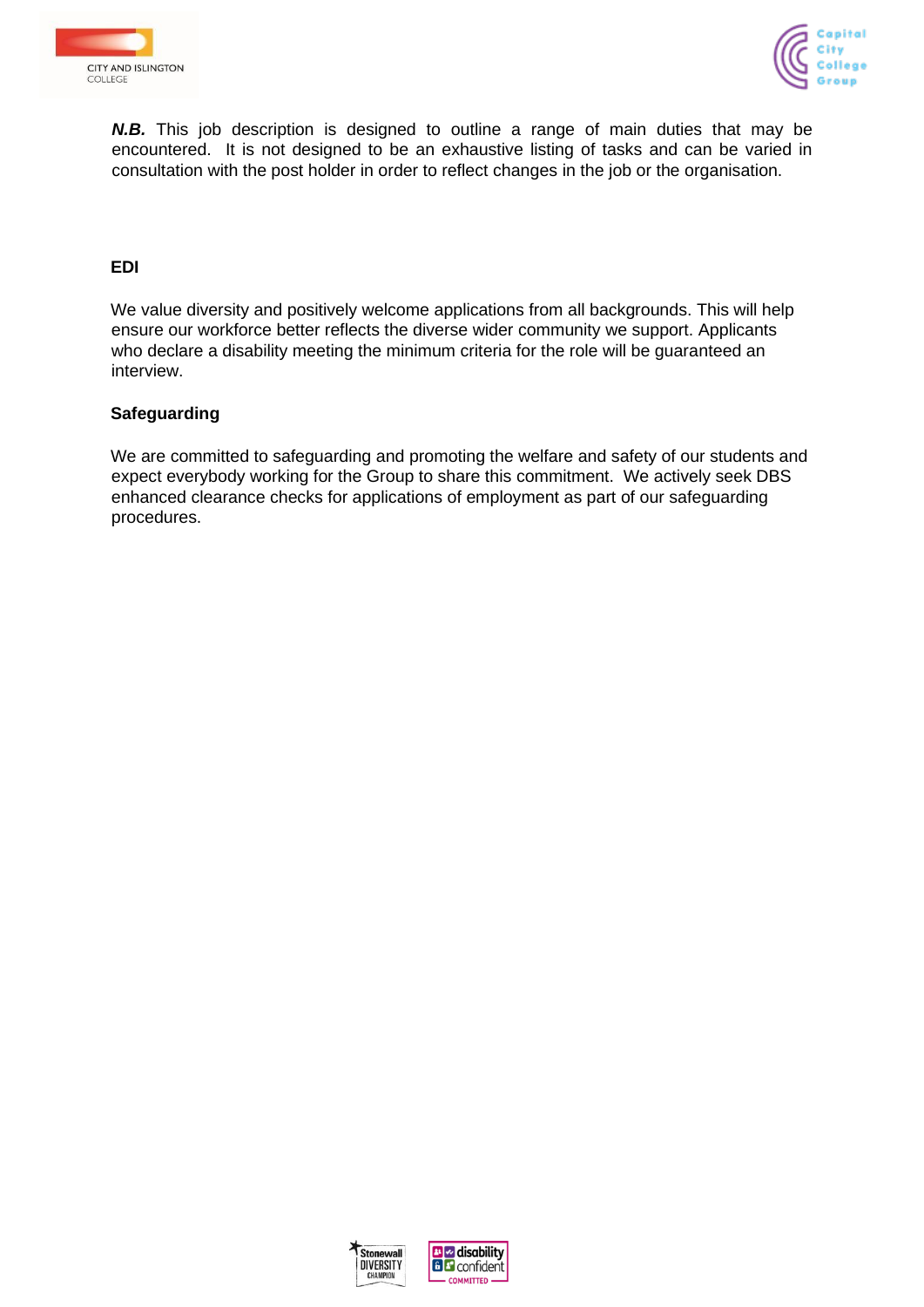***N.B.*** This job description is designed to outline a range of main duties that may be encountered. It is not designed to be an exhaustive listing of tasks and can be varied in consultation with the post holder in order to reflect changes in the job or the organisation.

**EDI**

We value diversity and positively welcome applications from all backgrounds. This will help ensure our workforce better reflects the diverse wider community we support. Applicants who declare a disability meeting the minimum criteria for the role will be guaranteed an interview.

**Safeguarding**

We are committed to safeguarding and promoting the welfare and safety of our students and expect everybody working for the Group to share this commitment. We actively seek DBS enhanced clearance checks for applications of employment as part of our safeguarding procedures.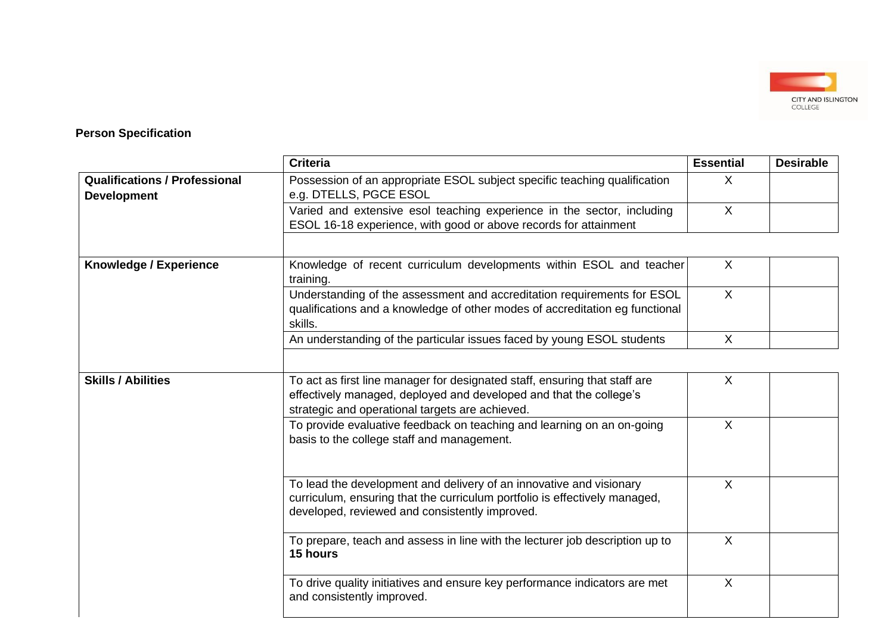**Person Specification**

| | Criteria | Essential | Desirable |
|---|---|---|---|
| **Qualifications / Professional Development** | Possession of an appropriate ESOL subject specific teaching qualification e.g. DTELLS, PGCE ESOL | X | |
| | Varied and extensive esol teaching experience in the sector, including ESOL 16-18 experience, with good or above records for attainment | X | |
| | | | |
| **Knowledge / Experience** | Knowledge of recent curriculum developments within ESOL and teacher training. | X | |
| | Understanding of the assessment and accreditation requirements for ESOL qualifications and a knowledge of other modes of accreditation eg functional skills. | X | |
| | An understanding of the particular issues faced by young ESOL students | X | |
| | | | |
| **Skills / Abilities** | To act as first line manager for designated staff, ensuring that staff are effectively managed, deployed and developed and that the college's strategic and operational targets are achieved. | X | |
| | To provide evaluative feedback on teaching and learning on an on-going basis to the college staff and management. | X | |
| | To lead the development and delivery of an innovative and visionary curriculum, ensuring that the curriculum portfolio is effectively managed, developed, reviewed and consistently improved. | X | |
| | To prepare, teach and assess in line with the lecturer job description up to **15 hours** | X | |
| | To drive quality initiatives and ensure key performance indicators are met and consistently improved. | X | |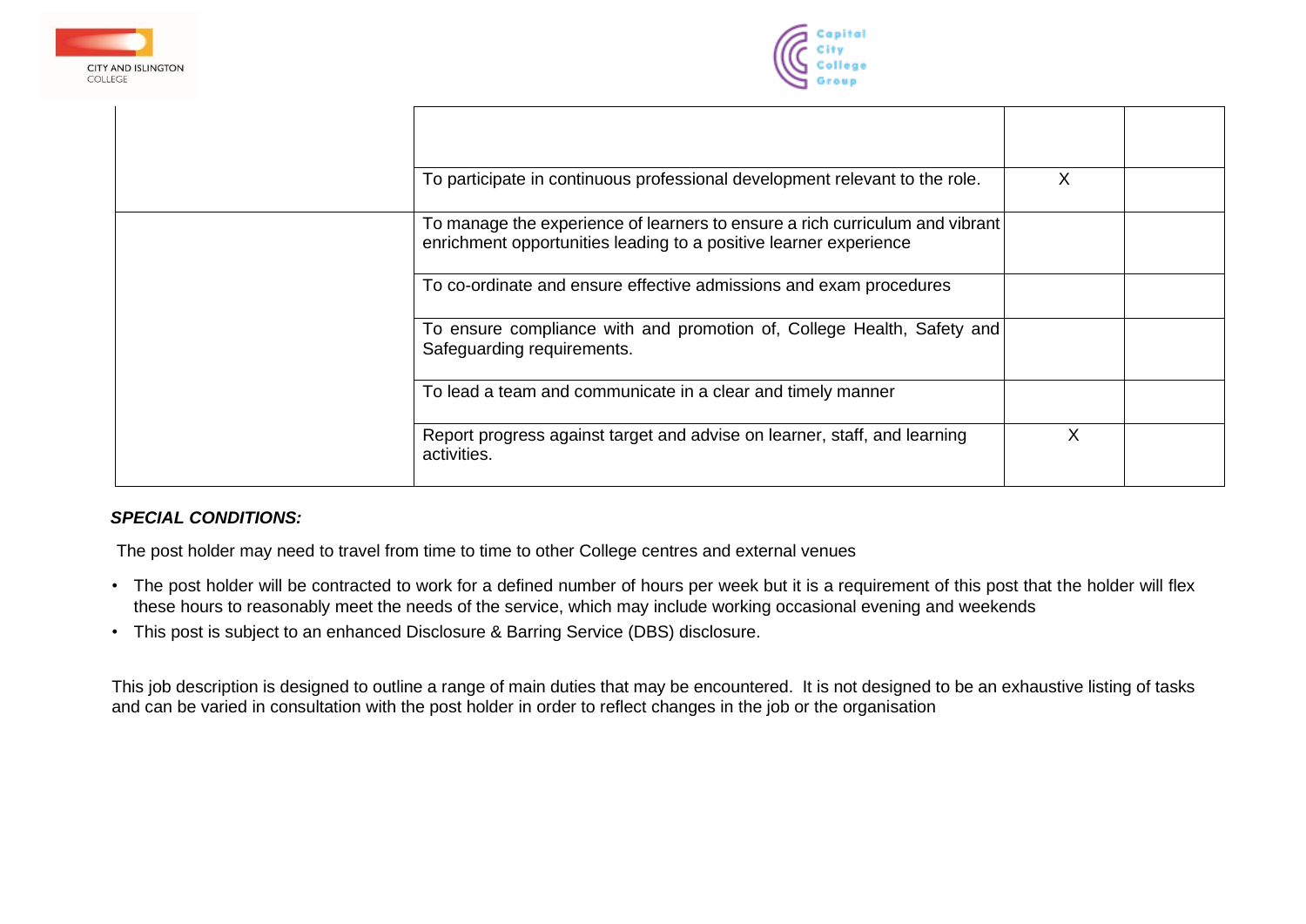| | | | |
|---|---|---|---|
| | | | |
| | To participate in continuous professional development relevant to the role. | X | |
| | To manage the experience of learners to ensure a rich curriculum and vibrant enrichment opportunities leading to a positive learner experience | | |
| | To co-ordinate and ensure effective admissions and exam procedures | | |
| | To ensure compliance with and promotion of, College Health, Safety and Safeguarding requirements. | | |
| | To lead a team and communicate in a clear and timely manner | | |
| | Report progress against target and advise on learner, staff, and learning activities. | X | |

***SPECIAL CONDITIONS:***

The post holder may need to travel from time to time to other College centres and external venues

- The post holder will be contracted to work for a defined number of hours per week but it is a requirement of this post that the holder will flex these hours to reasonably meet the needs of the service, which may include working occasional evening and weekends
- This post is subject to an enhanced Disclosure & Barring Service (DBS) disclosure.

This job description is designed to outline a range of main duties that may be encountered. It is not designed to be an exhaustive listing of tasks and can be varied in consultation with the post holder in order to reflect changes in the job or the organisation